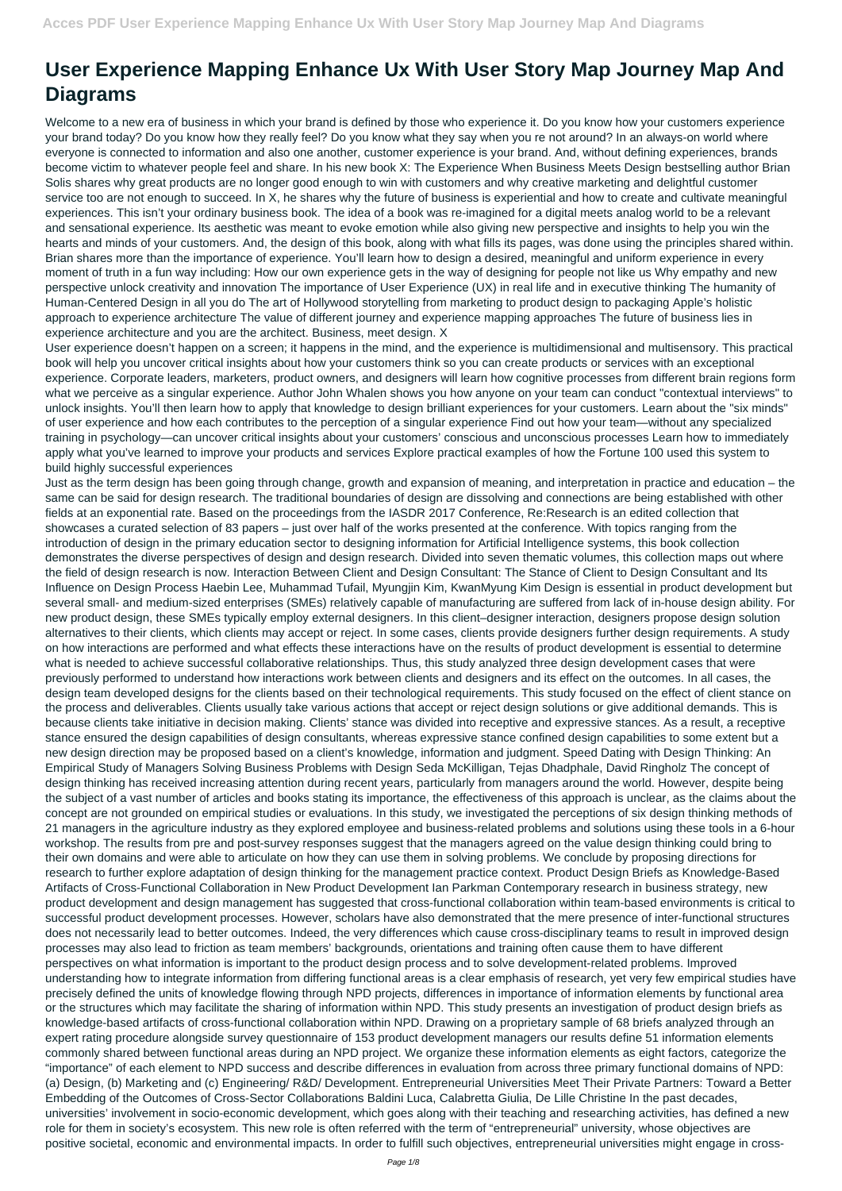# User Experience Mapping Enhance Ux With User Story Map Journey Map And Diagrams

Welcome to a new era of business in which your brand is defined by those who experience it. Do you know how your customers experience your brand today? Do you know how they really feel? Do you know what they say when you re not around? In an always-on world where everyone is connected to information and also one another, customer experience is your brand. And, without defining experiences, brands become victim to whatever people feel and share. In his new book X: The Experience When Business Meets Design bestselling author Brian Solis shares why great products are no longer good enough to win with customers and why creative marketing and delightful customer service too are not enough to succeed. In X, he shares why the future of business is experiential and how to create and cultivate meaningful experiences. This isn't your ordinary business book. The idea of a book was re-imagined for a digital meets analog world to be a relevant and sensational experience. Its aesthetic was meant to evoke emotion while also giving new perspective and insights to help you win the hearts and minds of your customers. And, the design of this book, along with what fills its pages, was done using the principles shared within. Brian shares more than the importance of experience. You'll learn how to design a desired, meaningful and uniform experience in every moment of truth in a fun way including: How our own experience gets in the way of designing for people not like us Why empathy and new perspective unlock creativity and innovation The importance of User Experience (UX) in real life and in executive thinking The humanity of Human-Centered Design in all you do The art of Hollywood storytelling from marketing to product design to packaging Apple's holistic approach to experience architecture The value of different journey and experience mapping approaches The future of business lies in experience architecture and you are the architect. Business, meet design. X

User experience doesn't happen on a screen; it happens in the mind, and the experience is multidimensional and multisensory. This practical book will help you uncover critical insights about how your customers think so you can create products or services with an exceptional experience. Corporate leaders, marketers, product owners, and designers will learn how cognitive processes from different brain regions form what we perceive as a singular experience. Author John Whalen shows you how anyone on your team can conduct "contextual interviews" to unlock insights. You'll then learn how to apply that knowledge to design brilliant experiences for your customers. Learn about the "six minds" of user experience and how each contributes to the perception of a singular experience Find out how your team—without any specialized training in psychology—can uncover critical insights about your customers' conscious and unconscious processes Learn how to immediately apply what you've learned to improve your products and services Explore practical examples of how the Fortune 100 used this system to build highly successful experiences

Just as the term design has been going through change, growth and expansion of meaning, and interpretation in practice and education – the same can be said for design research. The traditional boundaries of design are dissolving and connections are being established with other fields at an exponential rate. Based on the proceedings from the IASDR 2017 Conference, Re:Research is an edited collection that showcases a curated selection of 83 papers – just over half of the works presented at the conference. With topics ranging from the introduction of design in the primary education sector to designing information for Artificial Intelligence systems, this book collection demonstrates the diverse perspectives of design and design research. Divided into seven thematic volumes, this collection maps out where the field of design research is now. Interaction Between Client and Design Consultant: The Stance of Client to Design Consultant and Its Influence on Design Process Haebin Lee, Muhammad Tufail, Myungjin Kim, KwanMyung Kim Design is essential in product development but several small- and medium-sized enterprises (SMEs) relatively capable of manufacturing are suffered from lack of in-house design ability. For new product design, these SMEs typically employ external designers. In this client–designer interaction, designers propose design solution alternatives to their clients, which clients may accept or reject. In some cases, clients provide designers further design requirements. A study on how interactions are performed and what effects these interactions have on the results of product development is essential to determine what is needed to achieve successful collaborative relationships. Thus, this study analyzed three design development cases that were previously performed to understand how interactions work between clients and designers and its effect on the outcomes. In all cases, the design team developed designs for the clients based on their technological requirements. This study focused on the effect of client stance on the process and deliverables. Clients usually take various actions that accept or reject design solutions or give additional demands. This is because clients take initiative in decision making. Clients' stance was divided into receptive and expressive stances. As a result, a receptive stance ensured the design capabilities of design consultants, whereas expressive stance confined design capabilities to some extent but a new design direction may be proposed based on a client's knowledge, information and judgment. Speed Dating with Design Thinking: An Empirical Study of Managers Solving Business Problems with Design Seda McKilligan, Tejas Dhadphale, David Ringholz The concept of design thinking has received increasing attention during recent years, particularly from managers around the world. However, despite being the subject of a vast number of articles and books stating its importance, the effectiveness of this approach is unclear, as the claims about the concept are not grounded on empirical studies or evaluations. In this study, we investigated the perceptions of six design thinking methods of 21 managers in the agriculture industry as they explored employee and business-related problems and solutions using these tools in a 6-hour workshop. The results from pre and post-survey responses suggest that the managers agreed on the value design thinking could bring to their own domains and were able to articulate on how they can use them in solving problems. We conclude by proposing directions for research to further explore adaptation of design thinking for the management practice context. Product Design Briefs as Knowledge-Based Artifacts of Cross-Functional Collaboration in New Product Development Ian Parkman Contemporary research in business strategy, new product development and design management has suggested that cross-functional collaboration within team-based environments is critical to successful product development processes. However, scholars have also demonstrated that the mere presence of inter-functional structures does not necessarily lead to better outcomes. Indeed, the very differences which cause cross-disciplinary teams to result in improved design processes may also lead to friction as team members' backgrounds, orientations and training often cause them to have different perspectives on what information is important to the product design process and to solve development-related problems. Improved understanding how to integrate information from differing functional areas is a clear emphasis of research, yet very few empirical studies have precisely defined the units of knowledge flowing through NPD projects, differences in importance of information elements by functional area or the structures which may facilitate the sharing of information within NPD. This study presents an investigation of product design briefs as knowledge-based artifacts of cross-functional collaboration within NPD. Drawing on a proprietary sample of 68 briefs analyzed through an expert rating procedure alongside survey questionnaire of 153 product development managers our results define 51 information elements commonly shared between functional areas during an NPD project. We organize these information elements as eight factors, categorize the "importance" of each element to NPD success and describe differences in evaluation from across three primary functional domains of NPD: (a) Design, (b) Marketing and (c) Engineering/ R&D/ Development. Entrepreneurial Universities Meet Their Private Partners: Toward a Better Embedding of the Outcomes of Cross-Sector Collaborations Baldini Luca, Calabretta Giulia, De Lille Christine In the past decades, universities' involvement in socio-economic development, which goes along with their teaching and researching activities, has defined a new role for them in society's ecosystem. This new role is often referred with the term of "entrepreneurial" university, whose objectives are positive societal, economic and environmental impacts. In order to fulfill such objectives, entrepreneurial universities might engage in cross-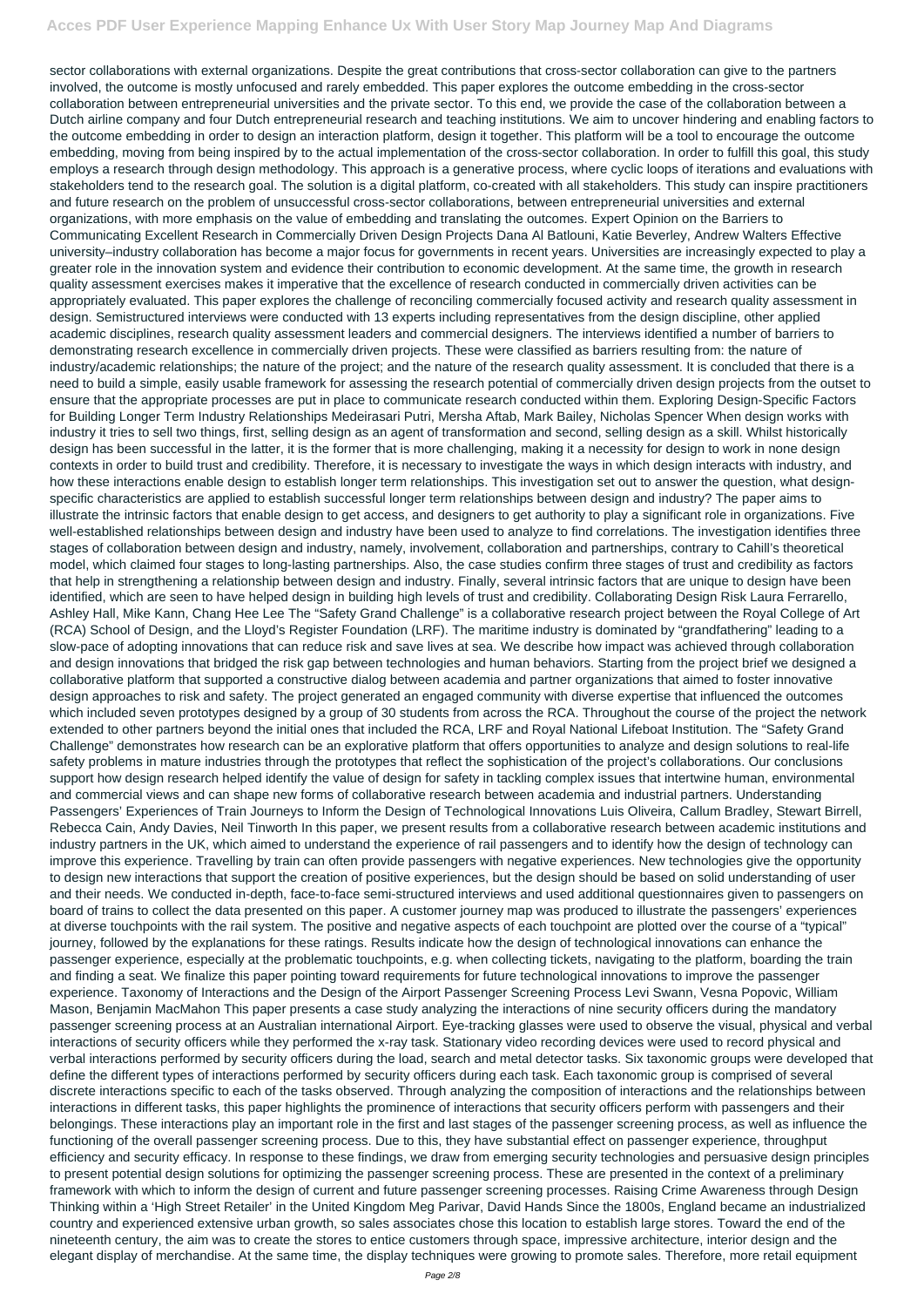sector collaborations with external organizations. Despite the great contributions that cross-sector collaboration can give to the partners involved, the outcome is mostly unfocused and rarely embedded. This paper explores the outcome embedding in the cross-sector collaboration between entrepreneurial universities and the private sector. To this end, we provide the case of the collaboration between a Dutch airline company and four Dutch entrepreneurial research and teaching institutions. We aim to uncover hindering and enabling factors to the outcome embedding in order to design an interaction platform, design it together. This platform will be a tool to encourage the outcome embedding, moving from being inspired by to the actual implementation of the cross-sector collaboration. In order to fulfill this goal, this study employs a research through design methodology. This approach is a generative process, where cyclic loops of iterations and evaluations with stakeholders tend to the research goal. The solution is a digital platform, co-created with all stakeholders. This study can inspire practitioners and future research on the problem of unsuccessful cross-sector collaborations, between entrepreneurial universities and external organizations, with more emphasis on the value of embedding and translating the outcomes. Expert Opinion on the Barriers to Communicating Excellent Research in Commercially Driven Design Projects Dana Al Batlouni, Katie Beverley, Andrew Walters Effective university–industry collaboration has become a major focus for governments in recent years. Universities are increasingly expected to play a greater role in the innovation system and evidence their contribution to economic development. At the same time, the growth in research quality assessment exercises makes it imperative that the excellence of research conducted in commercially driven activities can be appropriately evaluated. This paper explores the challenge of reconciling commercially focused activity and research quality assessment in design. Semistructured interviews were conducted with 13 experts including representatives from the design discipline, other applied academic disciplines, research quality assessment leaders and commercial designers. The interviews identified a number of barriers to demonstrating research excellence in commercially driven projects. These were classified as barriers resulting from: the nature of industry/academic relationships; the nature of the project; and the nature of the research quality assessment. It is concluded that there is a need to build a simple, easily usable framework for assessing the research potential of commercially driven design projects from the outset to ensure that the appropriate processes are put in place to communicate research conducted within them. Exploring Design-Specific Factors for Building Longer Term Industry Relationships Medeirasari Putri, Mersha Aftab, Mark Bailey, Nicholas Spencer When design works with industry it tries to sell two things, first, selling design as an agent of transformation and second, selling design as a skill. Whilst historically design has been successful in the latter, it is the former that is more challenging, making it a necessity for design to work in none design contexts in order to build trust and credibility. Therefore, it is necessary to investigate the ways in which design interacts with industry, and how these interactions enable design to establish longer term relationships. This investigation set out to answer the question, what design-specific characteristics are applied to establish successful longer term relationships between design and industry? The paper aims to illustrate the intrinsic factors that enable design to get access, and designers to get authority to play a significant role in organizations. Five well-established relationships between design and industry have been used to analyze to find correlations. The investigation identifies three stages of collaboration between design and industry, namely, involvement, collaboration and partnerships, contrary to Cahill's theoretical model, which claimed four stages to long-lasting partnerships. Also, the case studies confirm three stages of trust and credibility as factors that help in strengthening a relationship between design and industry. Finally, several intrinsic factors that are unique to design have been identified, which are seen to have helped design in building high levels of trust and credibility. Collaborating Design Risk Laura Ferrarello, Ashley Hall, Mike Kann, Chang Hee Lee The "Safety Grand Challenge" is a collaborative research project between the Royal College of Art (RCA) School of Design, and the Lloyd's Register Foundation (LRF). The maritime industry is dominated by "grandfathering" leading to a slow-pace of adopting innovations that can reduce risk and save lives at sea. We describe how impact was achieved through collaboration and design innovations that bridged the risk gap between technologies and human behaviors. Starting from the project brief we designed a collaborative platform that supported a constructive dialog between academia and partner organizations that aimed to foster innovative design approaches to risk and safety. The project generated an engaged community with diverse expertise that influenced the outcomes which included seven prototypes designed by a group of 30 students from across the RCA. Throughout the course of the project the network extended to other partners beyond the initial ones that included the RCA, LRF and Royal National Lifeboat Institution. The "Safety Grand Challenge" demonstrates how research can be an explorative platform that offers opportunities to analyze and design solutions to real-life safety problems in mature industries through the prototypes that reflect the sophistication of the project's collaborations. Our conclusions support how design research helped identify the value of design for safety in tackling complex issues that intertwine human, environmental and commercial views and can shape new forms of collaborative research between academia and industrial partners. Understanding Passengers' Experiences of Train Journeys to Inform the Design of Technological Innovations Luis Oliveira, Callum Bradley, Stewart Birrell, Rebecca Cain, Andy Davies, Neil Tinworth In this paper, we present results from a collaborative research between academic institutions and industry partners in the UK, which aimed to understand the experience of rail passengers and to identify how the design of technology can improve this experience. Travelling by train can often provide passengers with negative experiences. New technologies give the opportunity to design new interactions that support the creation of positive experiences, but the design should be based on solid understanding of user and their needs. We conducted in-depth, face-to-face semi-structured interviews and used additional questionnaires given to passengers on board of trains to collect the data presented on this paper. A customer journey map was produced to illustrate the passengers' experiences at diverse touchpoints with the rail system. The positive and negative aspects of each touchpoint are plotted over the course of a "typical" journey, followed by the explanations for these ratings. Results indicate how the design of technological innovations can enhance the passenger experience, especially at the problematic touchpoints, e.g. when collecting tickets, navigating to the platform, boarding the train and finding a seat. We finalize this paper pointing toward requirements for future technological innovations to improve the passenger experience. Taxonomy of Interactions and the Design of the Airport Passenger Screening Process Levi Swann, Vesna Popovic, William Mason, Benjamin MacMahon This paper presents a case study analyzing the interactions of nine security officers during the mandatory passenger screening process at an Australian international Airport. Eye-tracking glasses were used to observe the visual, physical and verbal interactions of security officers while they performed the x-ray task. Stationary video recording devices were used to record physical and verbal interactions performed by security officers during the load, search and metal detector tasks. Six taxonomic groups were developed that define the different types of interactions performed by security officers during each task. Each taxonomic group is comprised of several discrete interactions specific to each of the tasks observed. Through analyzing the composition of interactions and the relationships between interactions in different tasks, this paper highlights the prominence of interactions that security officers perform with passengers and their belongings. These interactions play an important role in the first and last stages of the passenger screening process, as well as influence the functioning of the overall passenger screening process. Due to this, they have substantial effect on passenger experience, throughput efficiency and security efficacy. In response to these findings, we draw from emerging security technologies and persuasive design principles to present potential design solutions for optimizing the passenger screening process. These are presented in the context of a preliminary framework with which to inform the design of current and future passenger screening processes. Raising Crime Awareness through Design Thinking within a 'High Street Retailer' in the United Kingdom Meg Parivar, David Hands Since the 1800s, England became an industrialized country and experienced extensive urban growth, so sales associates chose this location to establish large stores. Toward the end of the nineteenth century, the aim was to create the stores to entice customers through space, impressive architecture, interior design and the elegant display of merchandise. At the same time, the display techniques were growing to promote sales. Therefore, more retail equipment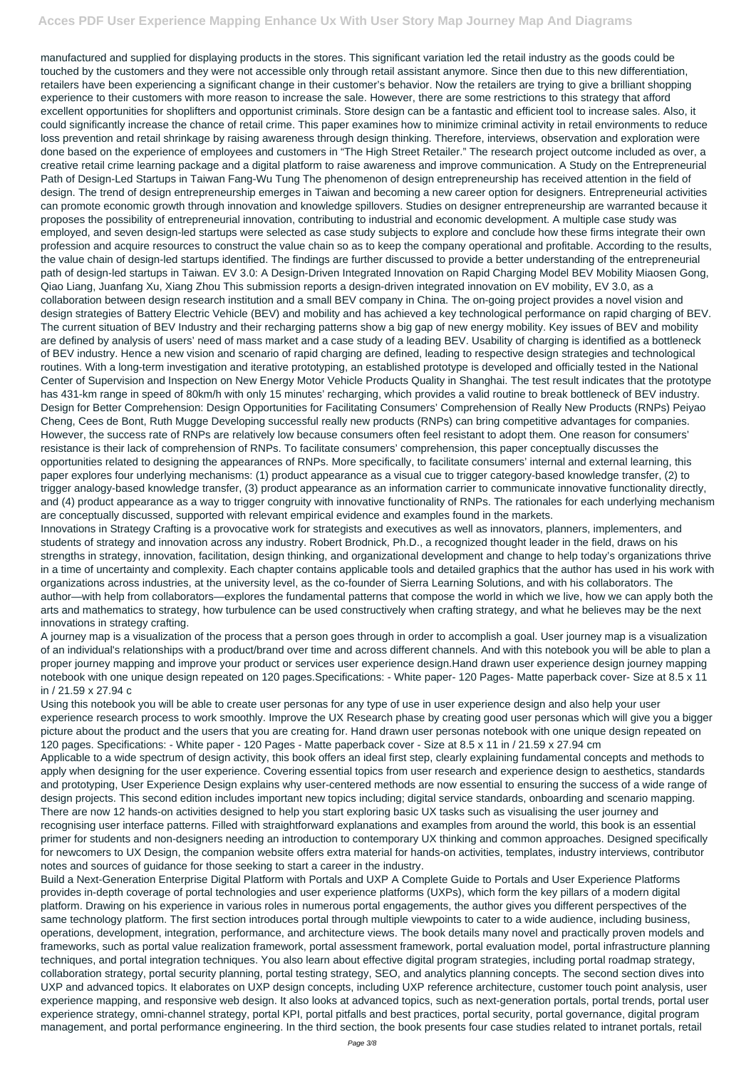manufactured and supplied for displaying products in the stores. This significant variation led the retail industry as the goods could be touched by the customers and they were not accessible only through retail assistant anymore. Since then due to this new differentiation, retailers have been experiencing a significant change in their customer's behavior. Now the retailers are trying to give a brilliant shopping experience to their customers with more reason to increase the sale. However, there are some restrictions to this strategy that afford excellent opportunities for shoplifters and opportunist criminals. Store design can be a fantastic and efficient tool to increase sales. Also, it could significantly increase the chance of retail crime. This paper examines how to minimize criminal activity in retail environments to reduce loss prevention and retail shrinkage by raising awareness through design thinking. Therefore, interviews, observation and exploration were done based on the experience of employees and customers in "The High Street Retailer." The research project outcome included as over, a creative retail crime learning package and a digital platform to raise awareness and improve communication. A Study on the Entrepreneurial Path of Design-Led Startups in Taiwan Fang-Wu Tung The phenomenon of design entrepreneurship has received attention in the field of design. The trend of design entrepreneurship emerges in Taiwan and becoming a new career option for designers. Entrepreneurial activities can promote economic growth through innovation and knowledge spillovers. Studies on designer entrepreneurship are warranted because it proposes the possibility of entrepreneurial innovation, contributing to industrial and economic development. A multiple case study was employed, and seven design-led startups were selected as case study subjects to explore and conclude how these firms integrate their own profession and acquire resources to construct the value chain so as to keep the company operational and profitable. According to the results, the value chain of design-led startups identified. The findings are further discussed to provide a better understanding of the entrepreneurial path of design-led startups in Taiwan. EV 3.0: A Design-Driven Integrated Innovation on Rapid Charging Model BEV Mobility Miaosen Gong, Qiao Liang, Juanfang Xu, Xiang Zhou This submission reports a design-driven integrated innovation on EV mobility, EV 3.0, as a collaboration between design research institution and a small BEV company in China. The on-going project provides a novel vision and design strategies of Battery Electric Vehicle (BEV) and mobility and has achieved a key technological performance on rapid charging of BEV. The current situation of BEV Industry and their recharging patterns show a big gap of new energy mobility. Key issues of BEV and mobility are defined by analysis of users' need of mass market and a case study of a leading BEV. Usability of charging is identified as a bottleneck of BEV industry. Hence a new vision and scenario of rapid charging are defined, leading to respective design strategies and technological routines. With a long-term investigation and iterative prototyping, an established prototype is developed and officially tested in the National Center of Supervision and Inspection on New Energy Motor Vehicle Products Quality in Shanghai. The test result indicates that the prototype has 431-km range in speed of 80km/h with only 15 minutes' recharging, which provides a valid routine to break bottleneck of BEV industry. Design for Better Comprehension: Design Opportunities for Facilitating Consumers' Comprehension of Really New Products (RNPs) Peiyao Cheng, Cees de Bont, Ruth Mugge Developing successful really new products (RNPs) can bring competitive advantages for companies. However, the success rate of RNPs are relatively low because consumers often feel resistant to adopt them. One reason for consumers' resistance is their lack of comprehension of RNPs. To facilitate consumers' comprehension, this paper conceptually discusses the opportunities related to designing the appearances of RNPs. More specifically, to facilitate consumers' internal and external learning, this paper explores four underlying mechanisms: (1) product appearance as a visual cue to trigger category-based knowledge transfer, (2) to trigger analogy-based knowledge transfer, (3) product appearance as an information carrier to communicate innovative functionality directly, and (4) product appearance as a way to trigger congruity with innovative functionality of RNPs. The rationales for each underlying mechanism are conceptually discussed, supported with relevant empirical evidence and examples found in the markets.

Innovations in Strategy Crafting is a provocative work for strategists and executives as well as innovators, planners, implementers, and students of strategy and innovation across any industry. Robert Brodnick, Ph.D., a recognized thought leader in the field, draws on his strengths in strategy, innovation, facilitation, design thinking, and organizational development and change to help today's organizations thrive in a time of uncertainty and complexity. Each chapter contains applicable tools and detailed graphics that the author has used in his work with organizations across industries, at the university level, as the co-founder of Sierra Learning Solutions, and with his collaborators. The author—with help from collaborators—explores the fundamental patterns that compose the world in which we live, how we can apply both the arts and mathematics to strategy, how turbulence can be used constructively when crafting strategy, and what he believes may be the next innovations in strategy crafting.

A journey map is a visualization of the process that a person goes through in order to accomplish a goal. User journey map is a visualization of an individual's relationships with a product/brand over time and across different channels. And with this notebook you will be able to plan a proper journey mapping and improve your product or services user experience design.Hand drawn user experience design journey mapping notebook with one unique design repeated on 120 pages.Specifications: - White paper- 120 Pages- Matte paperback cover- Size at 8.5 x 11 in / 21.59 x 27.94 c

Using this notebook you will be able to create user personas for any type of use in user experience design and also help your user experience research process to work smoothly. Improve the UX Research phase by creating good user personas which will give you a bigger picture about the product and the users that you are creating for. Hand drawn user personas notebook with one unique design repeated on 120 pages. Specifications: - White paper - 120 Pages - Matte paperback cover - Size at 8.5 x 11 in / 21.59 x 27.94 cm

Applicable to a wide spectrum of design activity, this book offers an ideal first step, clearly explaining fundamental concepts and methods to apply when designing for the user experience. Covering essential topics from user research and experience design to aesthetics, standards and prototyping, User Experience Design explains why user-centered methods are now essential to ensuring the success of a wide range of design projects. This second edition includes important new topics including; digital service standards, onboarding and scenario mapping. There are now 12 hands-on activities designed to help you start exploring basic UX tasks such as visualising the user journey and recognising user interface patterns. Filled with straightforward explanations and examples from around the world, this book is an essential primer for students and non-designers needing an introduction to contemporary UX thinking and common approaches. Designed specifically for newcomers to UX Design, the companion website offers extra material for hands-on activities, templates, industry interviews, contributor notes and sources of guidance for those seeking to start a career in the industry.

Build a Next-Generation Enterprise Digital Platform with Portals and UXP A Complete Guide to Portals and User Experience Platforms provides in-depth coverage of portal technologies and user experience platforms (UXPs), which form the key pillars of a modern digital platform. Drawing on his experience in various roles in numerous portal engagements, the author gives you different perspectives of the same technology platform. The first section introduces portal through multiple viewpoints to cater to a wide audience, including business, operations, development, integration, performance, and architecture views. The book details many novel and practically proven models and frameworks, such as portal value realization framework, portal assessment framework, portal evaluation model, portal infrastructure planning techniques, and portal integration techniques. You also learn about effective digital program strategies, including portal roadmap strategy, collaboration strategy, portal security planning, portal testing strategy, SEO, and analytics planning concepts. The second section dives into UXP and advanced topics. It elaborates on UXP design concepts, including UXP reference architecture, customer touch point analysis, user experience mapping, and responsive web design. It also looks at advanced topics, such as next-generation portals, portal trends, portal user experience strategy, omni-channel strategy, portal KPI, portal pitfalls and best practices, portal security, portal governance, digital program management, and portal performance engineering. In the third section, the book presents four case studies related to intranet portals, retail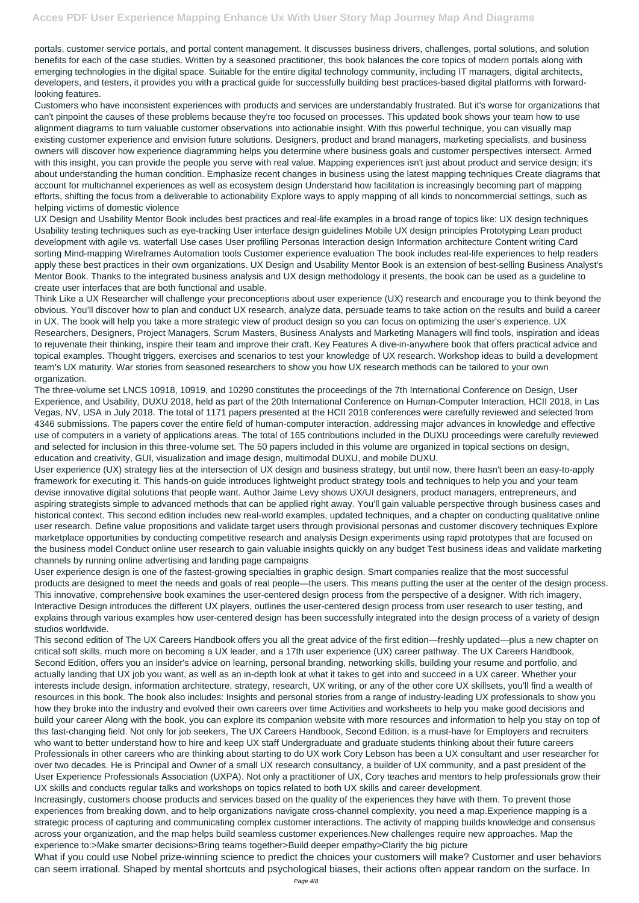portals, customer service portals, and portal content management. It discusses business drivers, challenges, portal solutions, and solution benefits for each of the case studies. Written by a seasoned practitioner, this book balances the core topics of modern portals along with emerging technologies in the digital space. Suitable for the entire digital technology community, including IT managers, digital architects, developers, and testers, it provides you with a practical guide for successfully building best practices-based digital platforms with forward-looking features.

Customers who have inconsistent experiences with products and services are understandably frustrated. But it's worse for organizations that can't pinpoint the causes of these problems because they're too focused on processes. This updated book shows your team how to use alignment diagrams to turn valuable customer observations into actionable insight. With this powerful technique, you can visually map existing customer experience and envision future solutions. Designers, product and brand managers, marketing specialists, and business owners will discover how experience diagramming helps you determine where business goals and customer perspectives intersect. Armed with this insight, you can provide the people you serve with real value. Mapping experiences isn't just about product and service design; it's about understanding the human condition. Emphasize recent changes in business using the latest mapping techniques Create diagrams that account for multichannel experiences as well as ecosystem design Understand how facilitation is increasingly becoming part of mapping efforts, shifting the focus from a deliverable to actionability Explore ways to apply mapping of all kinds to noncommercial settings, such as helping victims of domestic violence

UX Design and Usability Mentor Book includes best practices and real-life examples in a broad range of topics like: UX design techniques Usability testing techniques such as eye-tracking User interface design guidelines Mobile UX design principles Prototyping Lean product development with agile vs. waterfall Use cases User profiling Personas Interaction design Information architecture Content writing Card sorting Mind-mapping Wireframes Automation tools Customer experience evaluation The book includes real-life experiences to help readers apply these best practices in their own organizations. UX Design and Usability Mentor Book is an extension of best-selling Business Analyst's Mentor Book. Thanks to the integrated business analysis and UX design methodology it presents, the book can be used as a guideline to create user interfaces that are both functional and usable.

Think Like a UX Researcher will challenge your preconceptions about user experience (UX) research and encourage you to think beyond the obvious. You'll discover how to plan and conduct UX research, analyze data, persuade teams to take action on the results and build a career in UX. The book will help you take a more strategic view of product design so you can focus on optimizing the user's experience. UX Researchers, Designers, Project Managers, Scrum Masters, Business Analysts and Marketing Managers will find tools, inspiration and ideas to rejuvenate their thinking, inspire their team and improve their craft. Key Features A dive-in-anywhere book that offers practical advice and topical examples. Thought triggers, exercises and scenarios to test your knowledge of UX research. Workshop ideas to build a development team's UX maturity. War stories from seasoned researchers to show you how UX research methods can be tailored to your own organization.

The three-volume set LNCS 10918, 10919, and 10290 constitutes the proceedings of the 7th International Conference on Design, User Experience, and Usability, DUXU 2018, held as part of the 20th International Conference on Human-Computer Interaction, HCII 2018, in Las Vegas, NV, USA in July 2018. The total of 1171 papers presented at the HCII 2018 conferences were carefully reviewed and selected from 4346 submissions. The papers cover the entire field of human-computer interaction, addressing major advances in knowledge and effective use of computers in a variety of applications areas. The total of 165 contributions included in the DUXU proceedings were carefully reviewed and selected for inclusion in this three-volume set. The 50 papers included in this volume are organized in topical sections on design, education and creativity, GUI, visualization and image design, multimodal DUXU, and mobile DUXU.

User experience (UX) strategy lies at the intersection of UX design and business strategy, but until now, there hasn't been an easy-to-apply framework for executing it. This hands-on guide introduces lightweight product strategy tools and techniques to help you and your team devise innovative digital solutions that people want. Author Jaime Levy shows UX/UI designers, product managers, entrepreneurs, and aspiring strategists simple to advanced methods that can be applied right away. You'll gain valuable perspective through business cases and historical context. This second edition includes new real-world examples, updated techniques, and a chapter on conducting qualitative online user research. Define value propositions and validate target users through provisional personas and customer discovery techniques Explore marketplace opportunities by conducting competitive research and analysis Design experiments using rapid prototypes that are focused on the business model Conduct online user research to gain valuable insights quickly on any budget Test business ideas and validate marketing channels by running online advertising and landing page campaigns

User experience design is one of the fastest-growing specialties in graphic design. Smart companies realize that the most successful products are designed to meet the needs and goals of real people—the users. This means putting the user at the center of the design process. This innovative, comprehensive book examines the user-centered design process from the perspective of a designer. With rich imagery, Interactive Design introduces the different UX players, outlines the user-centered design process from user research to user testing, and explains through various examples how user-centered design has been successfully integrated into the design process of a variety of design studios worldwide.

This second edition of The UX Careers Handbook offers you all the great advice of the first edition—freshly updated—plus a new chapter on critical soft skills, much more on becoming a UX leader, and a 17th user experience (UX) career pathway. The UX Careers Handbook, Second Edition, offers you an insider's advice on learning, personal branding, networking skills, building your resume and portfolio, and actually landing that UX job you want, as well as an in-depth look at what it takes to get into and succeed in a UX career. Whether your interests include design, information architecture, strategy, research, UX writing, or any of the other core UX skillsets, you'll find a wealth of resources in this book. The book also includes: Insights and personal stories from a range of industry-leading UX professionals to show you how they broke into the industry and evolved their own careers over time Activities and worksheets to help you make good decisions and build your career Along with the book, you can explore its companion website with more resources and information to help you stay on top of this fast-changing field. Not only for job seekers, The UX Careers Handbook, Second Edition, is a must-have for Employers and recruiters who want to better understand how to hire and keep UX staff Undergraduate and graduate students thinking about their future careers Professionals in other careers who are thinking about starting to do UX work Cory Lebson has been a UX consultant and user researcher for over two decades. He is Principal and Owner of a small UX research consultancy, a builder of UX community, and a past president of the User Experience Professionals Association (UXPA). Not only a practitioner of UX, Cory teaches and mentors to help professionals grow their UX skills and conducts regular talks and workshops on topics related to both UX skills and career development.

Increasingly, customers choose products and services based on the quality of the experiences they have with them. To prevent those experiences from breaking down, and to help organizations navigate cross-channel complexity, you need a map.Experience mapping is a strategic process of capturing and communicating complex customer interactions. The activity of mapping builds knowledge and consensus across your organization, and the map helps build seamless customer experiences.New challenges require new approaches. Map the experience to:>Make smarter decisions>Bring teams together>Build deeper empathy>Clarify the big picture

What if you could use Nobel prize-winning science to predict the choices your customers will make? Customer and user behaviors can seem irrational. Shaped by mental shortcuts and psychological biases, their actions often appear random on the surface. In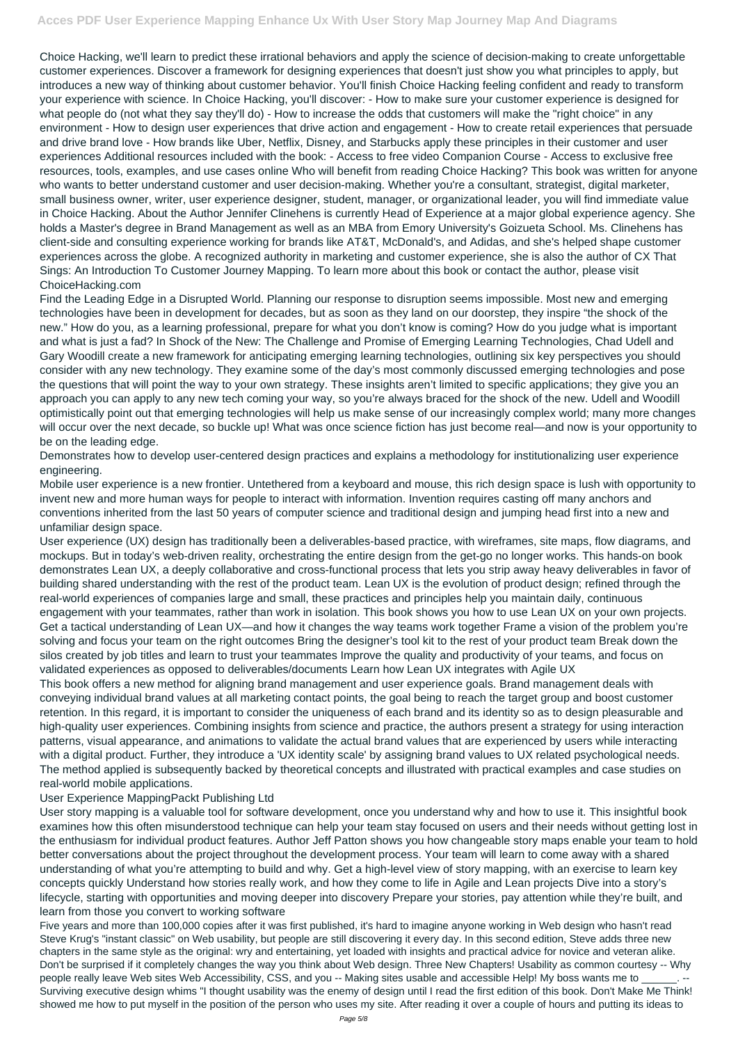Choice Hacking, we'll learn to predict these irrational behaviors and apply the science of decision-making to create unforgettable customer experiences. Discover a framework for designing experiences that doesn't just show you what principles to apply, but introduces a new way of thinking about customer behavior. You'll finish Choice Hacking feeling confident and ready to transform your experience with science. In Choice Hacking, you'll discover: - How to make sure your customer experience is designed for what people do (not what they say they'll do) - How to increase the odds that customers will make the "right choice" in any environment - How to design user experiences that drive action and engagement - How to create retail experiences that persuade and drive brand love - How brands like Uber, Netflix, Disney, and Starbucks apply these principles in their customer and user experiences Additional resources included with the book: - Access to free video Companion Course - Access to exclusive free resources, tools, examples, and use cases online Who will benefit from reading Choice Hacking? This book was written for anyone who wants to better understand customer and user decision-making. Whether you're a consultant, strategist, digital marketer, small business owner, writer, user experience designer, student, manager, or organizational leader, you will find immediate value in Choice Hacking. About the Author Jennifer Clinehens is currently Head of Experience at a major global experience agency. She holds a Master's degree in Brand Management as well as an MBA from Emory University's Goizueta School. Ms. Clinehens has client-side and consulting experience working for brands like AT&T, McDonald's, and Adidas, and she's helped shape customer experiences across the globe. A recognized authority in marketing and customer experience, she is also the author of CX That Sings: An Introduction To Customer Journey Mapping. To learn more about this book or contact the author, please visit ChoiceHacking.com

Find the Leading Edge in a Disrupted World. Planning our response to disruption seems impossible. Most new and emerging technologies have been in development for decades, but as soon as they land on our doorstep, they inspire "the shock of the new." How do you, as a learning professional, prepare for what you don't know is coming? How do you judge what is important and what is just a fad? In Shock of the New: The Challenge and Promise of Emerging Learning Technologies, Chad Udell and Gary Woodill create a new framework for anticipating emerging learning technologies, outlining six key perspectives you should consider with any new technology. They examine some of the day's most commonly discussed emerging technologies and pose the questions that will point the way to your own strategy. These insights aren't limited to specific applications; they give you an approach you can apply to any new tech coming your way, so you're always braced for the shock of the new. Udell and Woodill optimistically point out that emerging technologies will help us make sense of our increasingly complex world; many more changes will occur over the next decade, so buckle up! What was once science fiction has just become real—and now is your opportunity to be on the leading edge.

Demonstrates how to develop user-centered design practices and explains a methodology for institutionalizing user experience engineering.

Mobile user experience is a new frontier. Untethered from a keyboard and mouse, this rich design space is lush with opportunity to invent new and more human ways for people to interact with information. Invention requires casting off many anchors and conventions inherited from the last 50 years of computer science and traditional design and jumping head first into a new and unfamiliar design space.

User experience (UX) design has traditionally been a deliverables-based practice, with wireframes, site maps, flow diagrams, and mockups. But in today's web-driven reality, orchestrating the entire design from the get-go no longer works. This hands-on book demonstrates Lean UX, a deeply collaborative and cross-functional process that lets you strip away heavy deliverables in favor of building shared understanding with the rest of the product team. Lean UX is the evolution of product design; refined through the real-world experiences of companies large and small, these practices and principles help you maintain daily, continuous engagement with your teammates, rather than work in isolation. This book shows you how to use Lean UX on your own projects. Get a tactical understanding of Lean UX—and how it changes the way teams work together Frame a vision of the problem you're solving and focus your team on the right outcomes Bring the designer's tool kit to the rest of your product team Break down the silos created by job titles and learn to trust your teammates Improve the quality and productivity of your teams, and focus on validated experiences as opposed to deliverables/documents Learn how Lean UX integrates with Agile UX

This book offers a new method for aligning brand management and user experience goals. Brand management deals with conveying individual brand values at all marketing contact points, the goal being to reach the target group and boost customer retention. In this regard, it is important to consider the uniqueness of each brand and its identity so as to design pleasurable and high-quality user experiences. Combining insights from science and practice, the authors present a strategy for using interaction patterns, visual appearance, and animations to validate the actual brand values that are experienced by users while interacting with a digital product. Further, they introduce a 'UX identity scale' by assigning brand values to UX related psychological needs. The method applied is subsequently backed by theoretical concepts and illustrated with practical examples and case studies on real-world mobile applications.

User Experience MappingPackt Publishing Ltd

User story mapping is a valuable tool for software development, once you understand why and how to use it. This insightful book examines how this often misunderstood technique can help your team stay focused on users and their needs without getting lost in the enthusiasm for individual product features. Author Jeff Patton shows you how changeable story maps enable your team to hold better conversations about the project throughout the development process. Your team will learn to come away with a shared understanding of what you're attempting to build and why. Get a high-level view of story mapping, with an exercise to learn key concepts quickly Understand how stories really work, and how they come to life in Agile and Lean projects Dive into a story's lifecycle, starting with opportunities and moving deeper into discovery Prepare your stories, pay attention while they're built, and learn from those you convert to working software

Five years and more than 100,000 copies after it was first published, it's hard to imagine anyone working in Web design who hasn't read Steve Krug's "instant classic" on Web usability, but people are still discovering it every day. In this second edition, Steve adds three new chapters in the same style as the original: wry and entertaining, yet loaded with insights and practical advice for novice and veteran alike. Don't be surprised if it completely changes the way you think about Web design. Three New Chapters! Usability as common courtesy -- Why people really leave Web sites Web Accessibility, CSS, and you -- Making sites usable and accessible Help! My boss wants me to ______. -- Surviving executive design whims "I thought usability was the enemy of design until I read the first edition of this book. Don't Make Me Think! showed me how to put myself in the position of the person who uses my site. After reading it over a couple of hours and putting its ideas to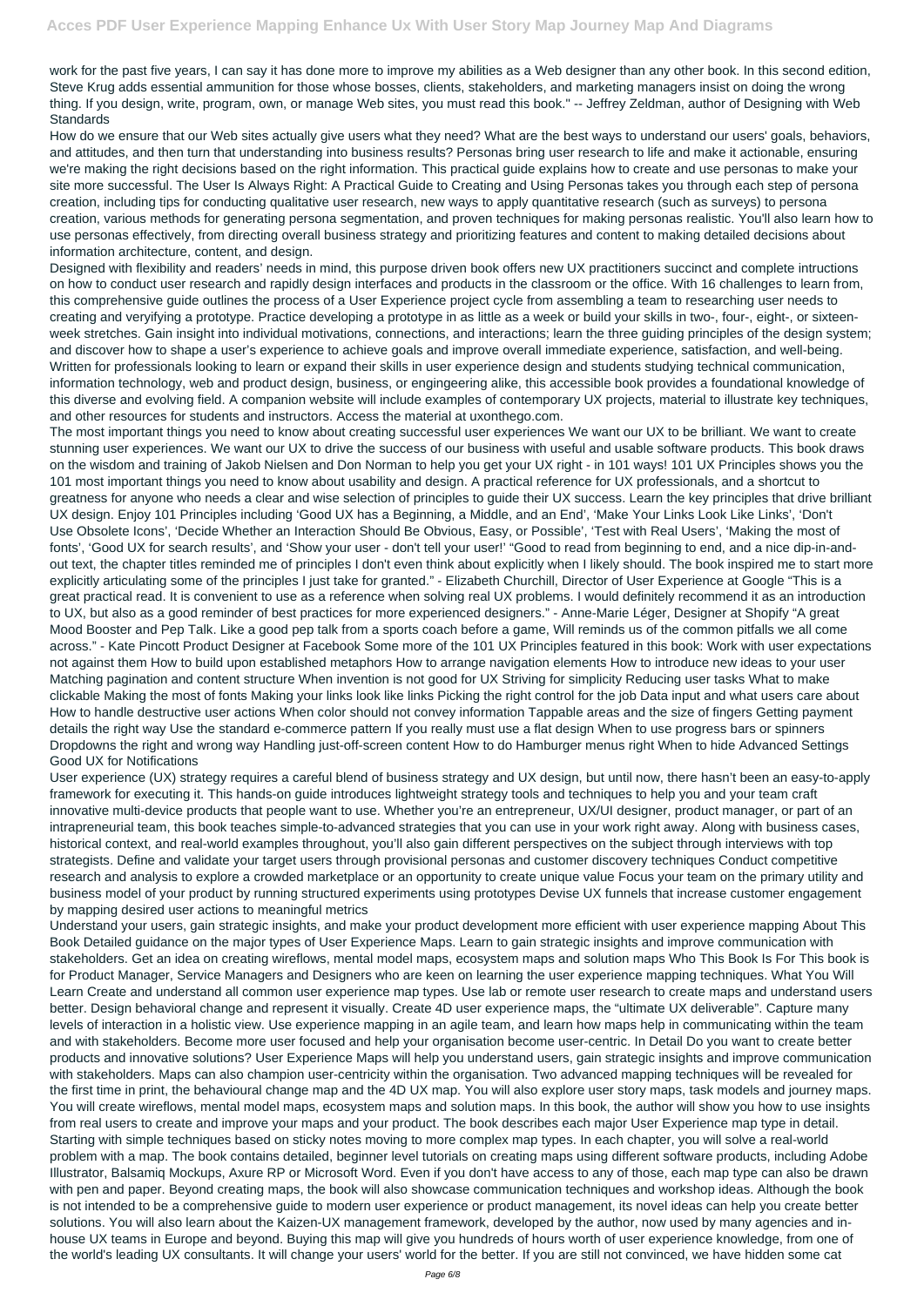work for the past five years, I can say it has done more to improve my abilities as a Web designer than any other book. In this second edition, Steve Krug adds essential ammunition for those whose bosses, clients, stakeholders, and marketing managers insist on doing the wrong thing. If you design, write, program, own, or manage Web sites, you must read this book." -- Jeffrey Zeldman, author of Designing with Web Standards

How do we ensure that our Web sites actually give users what they need? What are the best ways to understand our users' goals, behaviors, and attitudes, and then turn that understanding into business results? Personas bring user research to life and make it actionable, ensuring we're making the right decisions based on the right information. This practical guide explains how to create and use personas to make your site more successful. The User Is Always Right: A Practical Guide to Creating and Using Personas takes you through each step of persona creation, including tips for conducting qualitative user research, new ways to apply quantitative research (such as surveys) to persona creation, various methods for generating persona segmentation, and proven techniques for making personas realistic. You'll also learn how to use personas effectively, from directing overall business strategy and prioritizing features and content to making detailed decisions about information architecture, content, and design.

Designed with flexibility and readers' needs in mind, this purpose driven book offers new UX practitioners succinct and complete intructions on how to conduct user research and rapidly design interfaces and products in the classroom or the office. With 16 challenges to learn from, this comprehensive guide outlines the process of a User Experience project cycle from assembling a team to researching user needs to creating and veryifying a prototype. Practice developing a prototype in as little as a week or build your skills in two-, four-, eight-, or sixteen-week stretches. Gain insight into individual motivations, connections, and interactions; learn the three guiding principles of the design system; and discover how to shape a user's experience to achieve goals and improve overall immediate experience, satisfaction, and well-being. Written for professionals looking to learn or expand their skills in user experience design and students studying technical communication, information technology, web and product design, business, or engingeering alike, this accessible book provides a foundational knowledge of this diverse and evolving field. A companion website will include examples of contemporary UX projects, material to illustrate key techniques, and other resources for students and instructors. Access the material at uxonthego.com.

The most important things you need to know about creating successful user experiences We want our UX to be brilliant. We want to create stunning user experiences. We want our UX to drive the success of our business with useful and usable software products. This book draws on the wisdom and training of Jakob Nielsen and Don Norman to help you get your UX right - in 101 ways! 101 UX Principles shows you the 101 most important things you need to know about usability and design. A practical reference for UX professionals, and a shortcut to greatness for anyone who needs a clear and wise selection of principles to guide their UX success. Learn the key principles that drive brilliant UX design. Enjoy 101 Principles including 'Good UX has a Beginning, a Middle, and an End', 'Make Your Links Look Like Links', 'Don't Use Obsolete Icons', 'Decide Whether an Interaction Should Be Obvious, Easy, or Possible', 'Test with Real Users', 'Making the most of fonts', 'Good UX for search results', and 'Show your user - don't tell your user!' "Good to read from beginning to end, and a nice dip-in-and-out text, the chapter titles reminded me of principles I don't even think about explicitly when I likely should. The book inspired me to start more explicitly articulating some of the principles I just take for granted." - Elizabeth Churchill, Director of User Experience at Google "This is a great practical read. It is convenient to use as a reference when solving real UX problems. I would definitely recommend it as an introduction to UX, but also as a good reminder of best practices for more experienced designers." - Anne-Marie Léger, Designer at Shopify "A great Mood Booster and Pep Talk. Like a good pep talk from a sports coach before a game, Will reminds us of the common pitfalls we all come across." - Kate Pincott Product Designer at Facebook Some more of the 101 UX Principles featured in this book: Work with user expectations not against them How to build upon established metaphors How to arrange navigation elements How to introduce new ideas to your user Matching pagination and content structure When invention is not good for UX Striving for simplicity Reducing user tasks What to make clickable Making the most of fonts Making your links look like links Picking the right control for the job Data input and what users care about How to handle destructive user actions When color should not convey information Tappable areas and the size of fingers Getting payment details the right way Use the standard e-commerce pattern If you really must use a flat design When to use progress bars or spinners Dropdowns the right and wrong way Handling just-off-screen content How to do Hamburger menus right When to hide Advanced Settings Good UX for Notifications

User experience (UX) strategy requires a careful blend of business strategy and UX design, but until now, there hasn't been an easy-to-apply framework for executing it. This hands-on guide introduces lightweight strategy tools and techniques to help you and your team craft innovative multi-device products that people want to use. Whether you're an entrepreneur, UX/UI designer, product manager, or part of an intrapreneurial team, this book teaches simple-to-advanced strategies that you can use in your work right away. Along with business cases, historical context, and real-world examples throughout, you'll also gain different perspectives on the subject through interviews with top strategists. Define and validate your target users through provisional personas and customer discovery techniques Conduct competitive research and analysis to explore a crowded marketplace or an opportunity to create unique value Focus your team on the primary utility and business model of your product by running structured experiments using prototypes Devise UX funnels that increase customer engagement by mapping desired user actions to meaningful metrics

Understand your users, gain strategic insights, and make your product development more efficient with user experience mapping About This Book Detailed guidance on the major types of User Experience Maps. Learn to gain strategic insights and improve communication with stakeholders. Get an idea on creating wireflows, mental model maps, ecosystem maps and solution maps Who This Book Is For This book is for Product Manager, Service Managers and Designers who are keen on learning the user experience mapping techniques. What You Will Learn Create and understand all common user experience map types. Use lab or remote user research to create maps and understand users better. Design behavioral change and represent it visually. Create 4D user experience maps, the "ultimate UX deliverable". Capture many levels of interaction in a holistic view. Use experience mapping in an agile team, and learn how maps help in communicating within the team and with stakeholders. Become more user focused and help your organisation become user-centric. In Detail Do you want to create better products and innovative solutions? User Experience Maps will help you understand users, gain strategic insights and improve communication with stakeholders. Maps can also champion user-centricity within the organisation. Two advanced mapping techniques will be revealed for the first time in print, the behavioural change map and the 4D UX map. You will also explore user story maps, task models and journey maps. You will create wireflows, mental model maps, ecosystem maps and solution maps. In this book, the author will show you how to use insights from real users to create and improve your maps and your product. The book describes each major User Experience map type in detail. Starting with simple techniques based on sticky notes moving to more complex map types. In each chapter, you will solve a real-world problem with a map. The book contains detailed, beginner level tutorials on creating maps using different software products, including Adobe Illustrator, Balsamiq Mockups, Axure RP or Microsoft Word. Even if you don't have access to any of those, each map type can also be drawn with pen and paper. Beyond creating maps, the book will also showcase communication techniques and workshop ideas. Although the book is not intended to be a comprehensive guide to modern user experience or product management, its novel ideas can help you create better solutions. You will also learn about the Kaizen-UX management framework, developed by the author, now used by many agencies and in-house UX teams in Europe and beyond. Buying this map will give you hundreds of hours worth of user experience knowledge, from one of the world's leading UX consultants. It will change your users' world for the better. If you are still not convinced, we have hidden some cat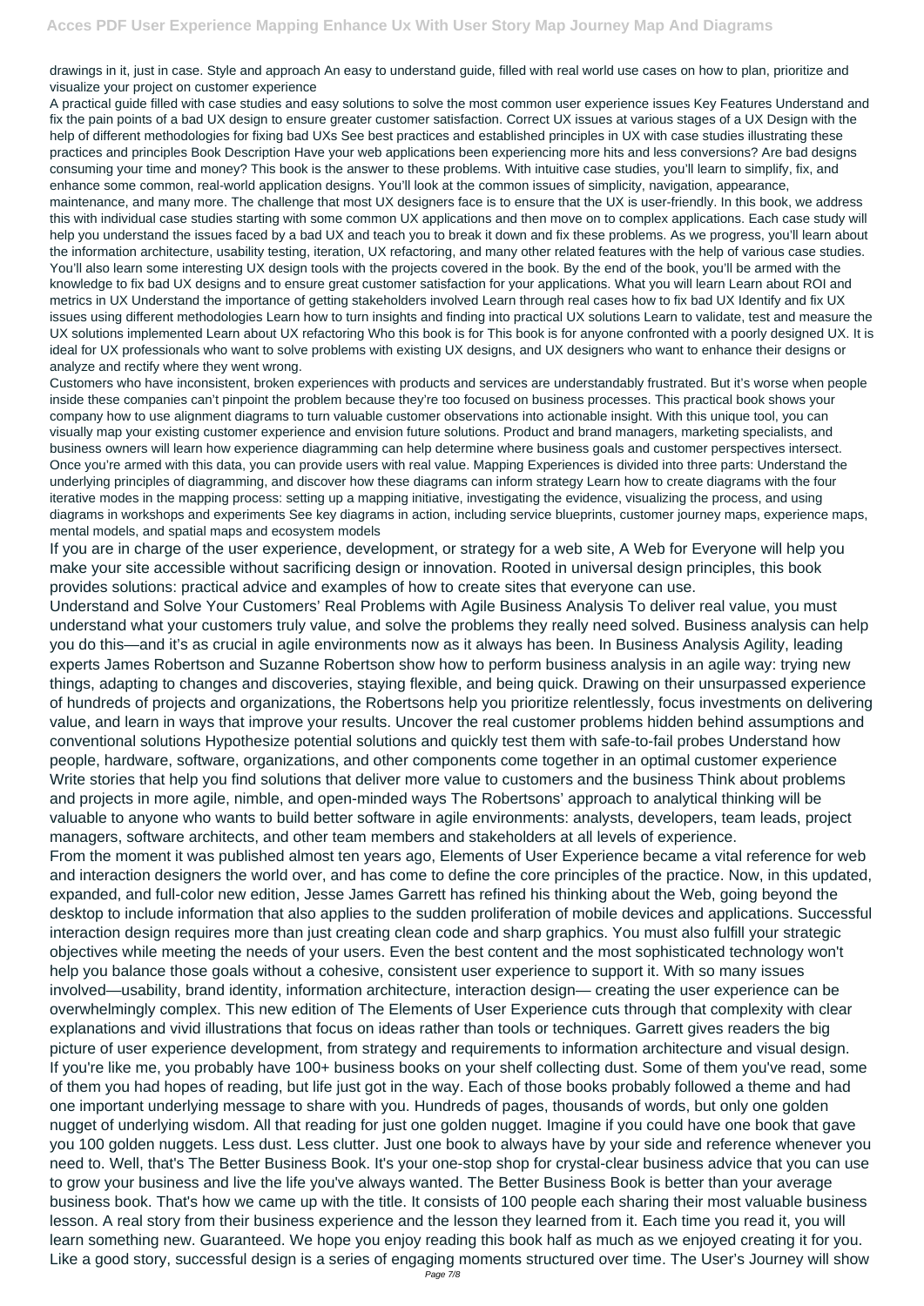drawings in it, just in case. Style and approach An easy to understand guide, filled with real world use cases on how to plan, prioritize and visualize your project on customer experience

A practical guide filled with case studies and easy solutions to solve the most common user experience issues Key Features Understand and fix the pain points of a bad UX design to ensure greater customer satisfaction. Correct UX issues at various stages of a UX Design with the help of different methodologies for fixing bad UXs See best practices and established principles in UX with case studies illustrating these practices and principles Book Description Have your web applications been experiencing more hits and less conversions? Are bad designs consuming your time and money? This book is the answer to these problems. With intuitive case studies, you'll learn to simplify, fix, and enhance some common, real-world application designs. You'll look at the common issues of simplicity, navigation, appearance, maintenance, and many more. The challenge that most UX designers face is to ensure that the UX is user-friendly. In this book, we address this with individual case studies starting with some common UX applications and then move on to complex applications. Each case study will help you understand the issues faced by a bad UX and teach you to break it down and fix these problems. As we progress, you'll learn about the information architecture, usability testing, iteration, UX refactoring, and many other related features with the help of various case studies. You'll also learn some interesting UX design tools with the projects covered in the book. By the end of the book, you'll be armed with the knowledge to fix bad UX designs and to ensure great customer satisfaction for your applications. What you will learn Learn about ROI and metrics in UX Understand the importance of getting stakeholders involved Learn through real cases how to fix bad UX Identify and fix UX issues using different methodologies Learn how to turn insights and finding into practical UX solutions Learn to validate, test and measure the UX solutions implemented Learn about UX refactoring Who this book is for This book is for anyone confronted with a poorly designed UX. It is ideal for UX professionals who want to solve problems with existing UX designs, and UX designers who want to enhance their designs or analyze and rectify where they went wrong.

Customers who have inconsistent, broken experiences with products and services are understandably frustrated. But it's worse when people inside these companies can't pinpoint the problem because they're too focused on business processes. This practical book shows your company how to use alignment diagrams to turn valuable customer observations into actionable insight. With this unique tool, you can visually map your existing customer experience and envision future solutions. Product and brand managers, marketing specialists, and business owners will learn how experience diagramming can help determine where business goals and customer perspectives intersect. Once you're armed with this data, you can provide users with real value. Mapping Experiences is divided into three parts: Understand the underlying principles of diagramming, and discover how these diagrams can inform strategy Learn how to create diagrams with the four iterative modes in the mapping process: setting up a mapping initiative, investigating the evidence, visualizing the process, and using diagrams in workshops and experiments See key diagrams in action, including service blueprints, customer journey maps, experience maps, mental models, and spatial maps and ecosystem models

If you are in charge of the user experience, development, or strategy for a web site, A Web for Everyone will help you make your site accessible without sacrificing design or innovation. Rooted in universal design principles, this book provides solutions: practical advice and examples of how to create sites that everyone can use.

Understand and Solve Your Customers' Real Problems with Agile Business Analysis To deliver real value, you must understand what your customers truly value, and solve the problems they really need solved. Business analysis can help you do this—and it's as crucial in agile environments now as it always has been. In Business Analysis Agility, leading experts James Robertson and Suzanne Robertson show how to perform business analysis in an agile way: trying new things, adapting to changes and discoveries, staying flexible, and being quick. Drawing on their unsurpassed experience of hundreds of projects and organizations, the Robertsons help you prioritize relentlessly, focus investments on delivering value, and learn in ways that improve your results. Uncover the real customer problems hidden behind assumptions and conventional solutions Hypothesize potential solutions and quickly test them with safe-to-fail probes Understand how people, hardware, software, organizations, and other components come together in an optimal customer experience Write stories that help you find solutions that deliver more value to customers and the business Think about problems and projects in more agile, nimble, and open-minded ways The Robertsons' approach to analytical thinking will be valuable to anyone who wants to build better software in agile environments: analysts, developers, team leads, project managers, software architects, and other team members and stakeholders at all levels of experience.

From the moment it was published almost ten years ago, Elements of User Experience became a vital reference for web and interaction designers the world over, and has come to define the core principles of the practice. Now, in this updated, expanded, and full-color new edition, Jesse James Garrett has refined his thinking about the Web, going beyond the desktop to include information that also applies to the sudden proliferation of mobile devices and applications. Successful interaction design requires more than just creating clean code and sharp graphics. You must also fulfill your strategic objectives while meeting the needs of your users. Even the best content and the most sophisticated technology won't help you balance those goals without a cohesive, consistent user experience to support it. With so many issues involved—usability, brand identity, information architecture, interaction design— creating the user experience can be overwhelmingly complex. This new edition of The Elements of User Experience cuts through that complexity with clear explanations and vivid illustrations that focus on ideas rather than tools or techniques. Garrett gives readers the big picture of user experience development, from strategy and requirements to information architecture and visual design.

If you're like me, you probably have 100+ business books on your shelf collecting dust. Some of them you've read, some of them you had hopes of reading, but life just got in the way. Each of those books probably followed a theme and had one important underlying message to share with you. Hundreds of pages, thousands of words, but only one golden nugget of underlying wisdom. All that reading for just one golden nugget. Imagine if you could have one book that gave you 100 golden nuggets. Less dust. Less clutter. Just one book to always have by your side and reference whenever you need to. Well, that's The Better Business Book. It's your one-stop shop for crystal-clear business advice that you can use to grow your business and live the life you've always wanted. The Better Business Book is better than your average business book. That's how we came up with the title. It consists of 100 people each sharing their most valuable business lesson. A real story from their business experience and the lesson they learned from it. Each time you read it, you will learn something new. Guaranteed. We hope you enjoy reading this book half as much as we enjoyed creating it for you.

Like a good story, successful design is a series of engaging moments structured over time. The User's Journey will show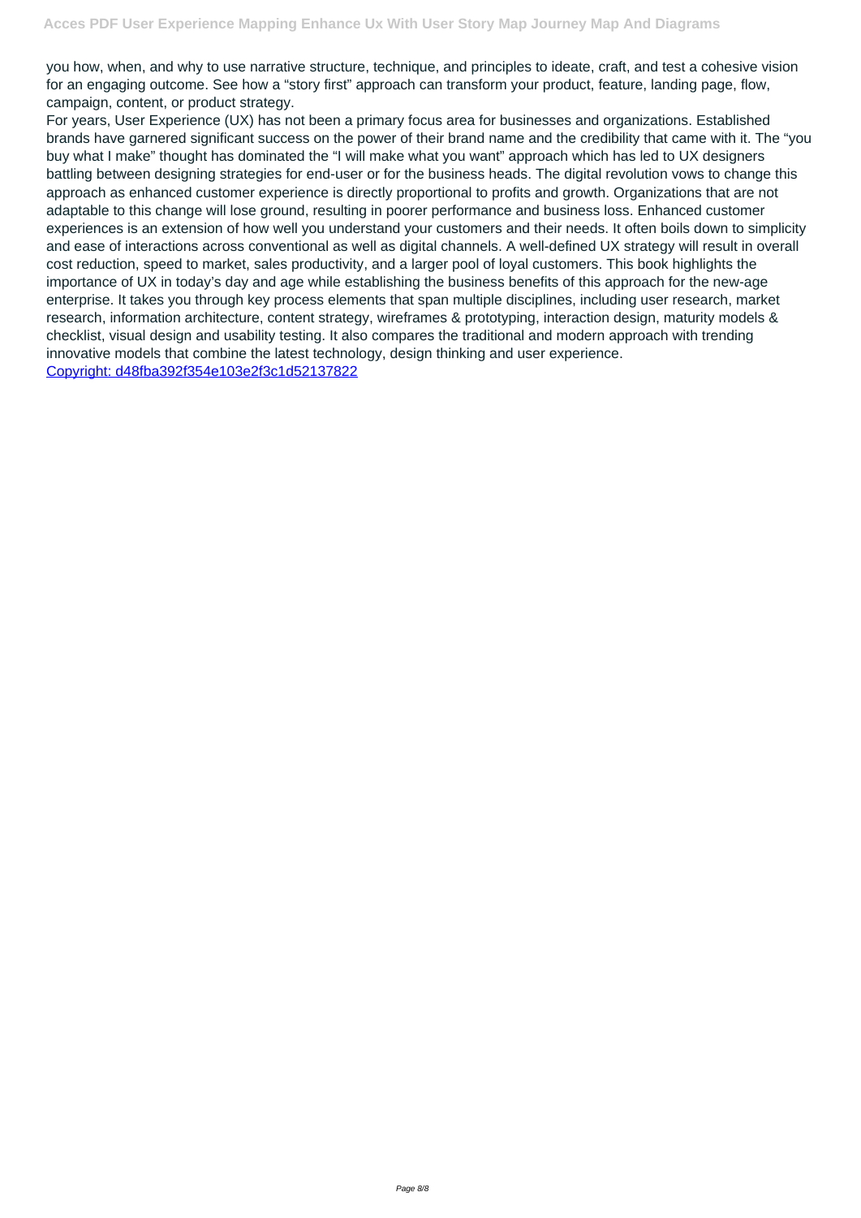you how, when, and why to use narrative structure, technique, and principles to ideate, craft, and test a cohesive vision for an engaging outcome. See how a “story first” approach can transform your product, feature, landing page, flow, campaign, content, or product strategy.

For years, User Experience (UX) has not been a primary focus area for businesses and organizations. Established brands have garnered significant success on the power of their brand name and the credibility that came with it. The “you buy what I make” thought has dominated the “I will make what you want” approach which has led to UX designers battling between designing strategies for end-user or for the business heads. The digital revolution vows to change this approach as enhanced customer experience is directly proportional to profits and growth. Organizations that are not adaptable to this change will lose ground, resulting in poorer performance and business loss. Enhanced customer experiences is an extension of how well you understand your customers and their needs. It often boils down to simplicity and ease of interactions across conventional as well as digital channels. A well-defined UX strategy will result in overall cost reduction, speed to market, sales productivity, and a larger pool of loyal customers. This book highlights the importance of UX in today’s day and age while establishing the business benefits of this approach for the new-age enterprise. It takes you through key process elements that span multiple disciplines, including user research, market research, information architecture, content strategy, wireframes & prototyping, interaction design, maturity models & checklist, visual design and usability testing. It also compares the traditional and modern approach with trending innovative models that combine the latest technology, design thinking and user experience.

Copyright: d48fba392f354e103e2f3c1d52137822